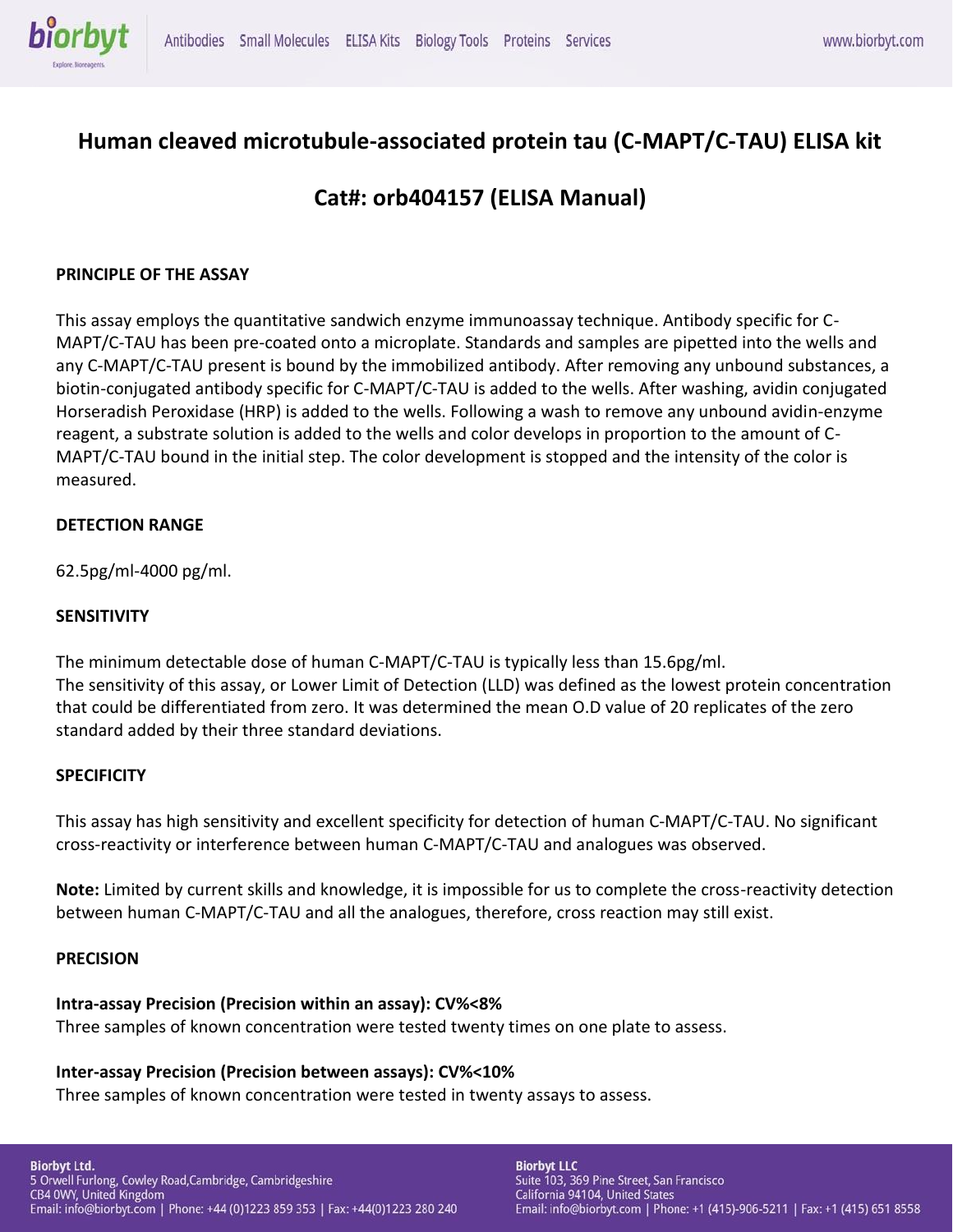# Human cleaved microtubule-associated protein tau (C-MAPT/C-TAU) ELISA kit

## Cat#: orb404157 (ELISA Manual)

### PRINCIPLE OF THE ASSAY

This assay employs the quantitative sandwich enzyme immunoassay technique. Antibody specific for C-MAPT/C-TAU has been pre-coated onto a microplate. Standards and samples are pipetted into the wells and any C-MAPT/C-TAU present is bound by the immobilized antibody. After removing any unbound substances, a biotin-conjugated antibody specific for C-MAPT/C-TAU is added to the wells. After washing, avidin conjugated Horseradish Peroxidase (HRP) is added to the wells. Following a wash to remove any unbound avidin-enzyme reagent, a substrate solution is added to the wells and color develops in proportion to the amount of C-MAPT/C-TAU bound in the initial step. The color development is stopped and the intensity of the color is measured.

### DETECTION RANGE

62.5pg/ml-4000 pg/ml.

### SENSITIVITY

The minimum detectable dose of human C-MAPT/C-TAU is typically less than 15.6pg/ml.
The sensitivity of this assay, or Lower Limit of Detection (LLD) was defined as the lowest protein concentration that could be differentiated from zero. It was determined the mean O.D value of 20 replicates of the zero standard added by their three standard deviations.

### SPECIFICITY

This assay has high sensitivity and excellent specificity for detection of human C-MAPT/C-TAU. No significant cross-reactivity or interference between human C-MAPT/C-TAU and analogues was observed.

**Note:** Limited by current skills and knowledge, it is impossible for us to complete the cross-reactivity detection between human C-MAPT/C-TAU and all the analogues, therefore, cross reaction may still exist.

### PRECISION

**Intra-assay Precision (Precision within an assay): CV%<8%**
Three samples of known concentration were tested twenty times on one plate to assess.

**Inter-assay Precision (Precision between assays): CV%<10%**
Three samples of known concentration were tested in twenty assays to assess.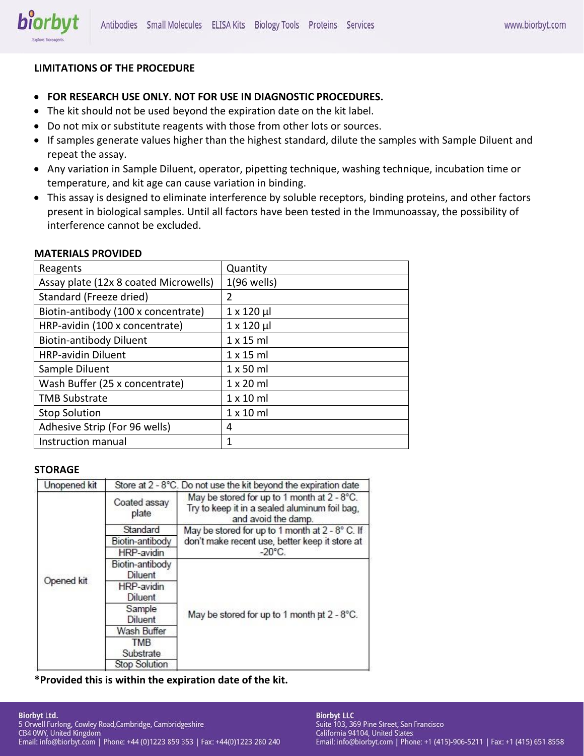## LIMITATIONS OF THE PROCEDURE

- **FOR RESEARCH USE ONLY. NOT FOR USE IN DIAGNOSTIC PROCEDURES.**
- The kit should not be used beyond the expiration date on the kit label.
- Do not mix or substitute reagents with those from other lots or sources.
- If samples generate values higher than the highest standard, dilute the samples with Sample Diluent and repeat the assay.
- Any variation in Sample Diluent, operator, pipetting technique, washing technique, incubation time or temperature, and kit age can cause variation in binding.
- This assay is designed to eliminate interference by soluble receptors, binding proteins, and other factors present in biological samples. Until all factors have been tested in the Immunoassay, the possibility of interference cannot be excluded.

## MATERIALS PROVIDED

| Reagents | Quantity |
|---|---|
| Assay plate (12x 8 coated Microwells) | 1(96 wells) |
| Standard (Freeze dried) | 2 |
| Biotin-antibody (100 x concentrate) | 1 x 120 µl |
| HRP-avidin (100 x concentrate) | 1 x 120 µl |
| Biotin-antibody Diluent | 1 x 15 ml |
| HRP-avidin Diluent | 1 x 15 ml |
| Sample Diluent | 1 x 50 ml |
| Wash Buffer (25 x concentrate) | 1 x 20 ml |
| TMB Substrate | 1 x 10 ml |
| Stop Solution | 1 x 10 ml |
| Adhesive Strip (For 96 wells) | 4 |
| Instruction manual | 1 |

## STORAGE

| Unopened kit | Store at 2 - 8°C. Do not use the kit beyond the expiration date | |
|---|---|---|
| Opened kit | Coated assay plate | May be stored for up to 1 month at 2 - 8°C. Try to keep it in a sealed aluminum foil bag, and avoid the damp. |
| | Standard | May be stored for up to 1 month at 2 - 8° C. If don't make recent use, better keep it store at -20°C. |
| | Biotin-antibody | |
| | HRP-avidin | |
| | Biotin-antibody Diluent | May be stored for up to 1 month at 2 - 8°C. |
| | HRP-avidin Diluent | |
| | Sample Diluent | |
| | Wash Buffer | |
| | TMB Substrate | |
| | Stop Solution | |

**\*Provided this is within the expiration date of the kit.**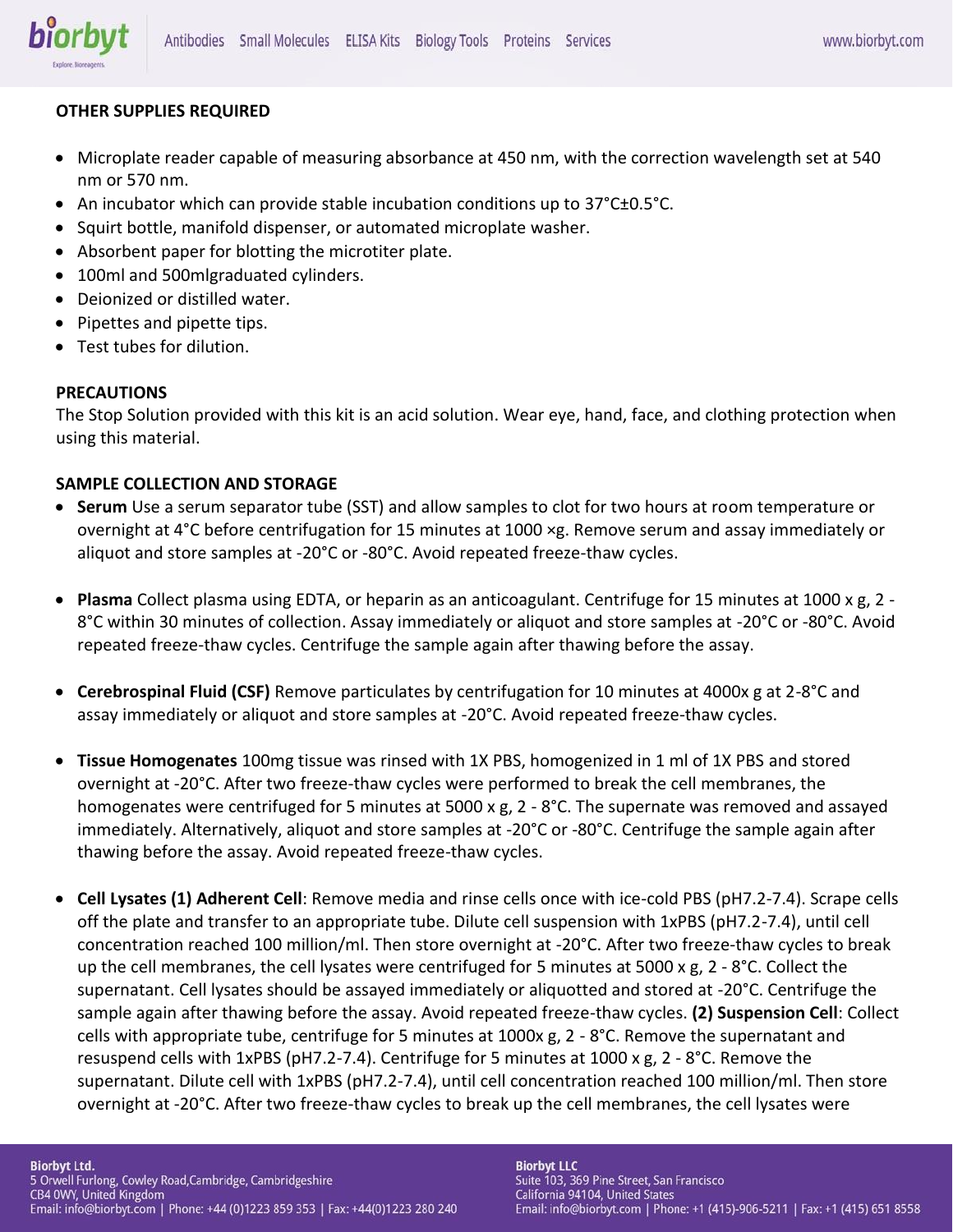**OTHER SUPPLIES REQUIRED**

- Microplate reader capable of measuring absorbance at 450 nm, with the correction wavelength set at 540 nm or 570 nm.
- An incubator which can provide stable incubation conditions up to 37°C±0.5°C.
- Squirt bottle, manifold dispenser, or automated microplate washer.
- Absorbent paper for blotting the microtiter plate.
- 100ml and 500mlgraduated cylinders.
- Deionized or distilled water.
- Pipettes and pipette tips.
- Test tubes for dilution.

**PRECAUTIONS**

The Stop Solution provided with this kit is an acid solution. Wear eye, hand, face, and clothing protection when using this material.

**SAMPLE COLLECTION AND STORAGE**

- **Serum** Use a serum separator tube (SST) and allow samples to clot for two hours at room temperature or overnight at 4°C before centrifugation for 15 minutes at 1000 ×g. Remove serum and assay immediately or aliquot and store samples at -20°C or -80°C. Avoid repeated freeze-thaw cycles.

- **Plasma** Collect plasma using EDTA, or heparin as an anticoagulant. Centrifuge for 15 minutes at 1000 x g, 2 - 8°C within 30 minutes of collection. Assay immediately or aliquot and store samples at -20°C or -80°C. Avoid repeated freeze-thaw cycles. Centrifuge the sample again after thawing before the assay.

- **Cerebrospinal Fluid (CSF)** Remove particulates by centrifugation for 10 minutes at 4000x g at 2-8°C and assay immediately or aliquot and store samples at -20°C. Avoid repeated freeze-thaw cycles.

- **Tissue Homogenates** 100mg tissue was rinsed with 1X PBS, homogenized in 1 ml of 1X PBS and stored overnight at -20°C. After two freeze-thaw cycles were performed to break the cell membranes, the homogenates were centrifuged for 5 minutes at 5000 x g, 2 - 8°C. The supernate was removed and assayed immediately. Alternatively, aliquot and store samples at -20°C or -80°C. Centrifuge the sample again after thawing before the assay. Avoid repeated freeze-thaw cycles.

- **Cell Lysates (1) Adherent Cell**: Remove media and rinse cells once with ice-cold PBS (pH7.2-7.4). Scrape cells off the plate and transfer to an appropriate tube. Dilute cell suspension with 1xPBS (pH7.2-7.4), until cell concentration reached 100 million/ml. Then store overnight at -20°C. After two freeze-thaw cycles to break up the cell membranes, the cell lysates were centrifuged for 5 minutes at 5000 x g, 2 - 8°C. Collect the supernatant. Cell lysates should be assayed immediately or aliquotted and stored at -20°C. Centrifuge the sample again after thawing before the assay. Avoid repeated freeze-thaw cycles. **(2) Suspension Cell**: Collect cells with appropriate tube, centrifuge for 5 minutes at 1000x g, 2 - 8°C. Remove the supernatant and resuspend cells with 1xPBS (pH7.2-7.4). Centrifuge for 5 minutes at 1000 x g, 2 - 8°C. Remove the supernatant. Dilute cell with 1xPBS (pH7.2-7.4), until cell concentration reached 100 million/ml. Then store overnight at -20°C. After two freeze-thaw cycles to break up the cell membranes, the cell lysates were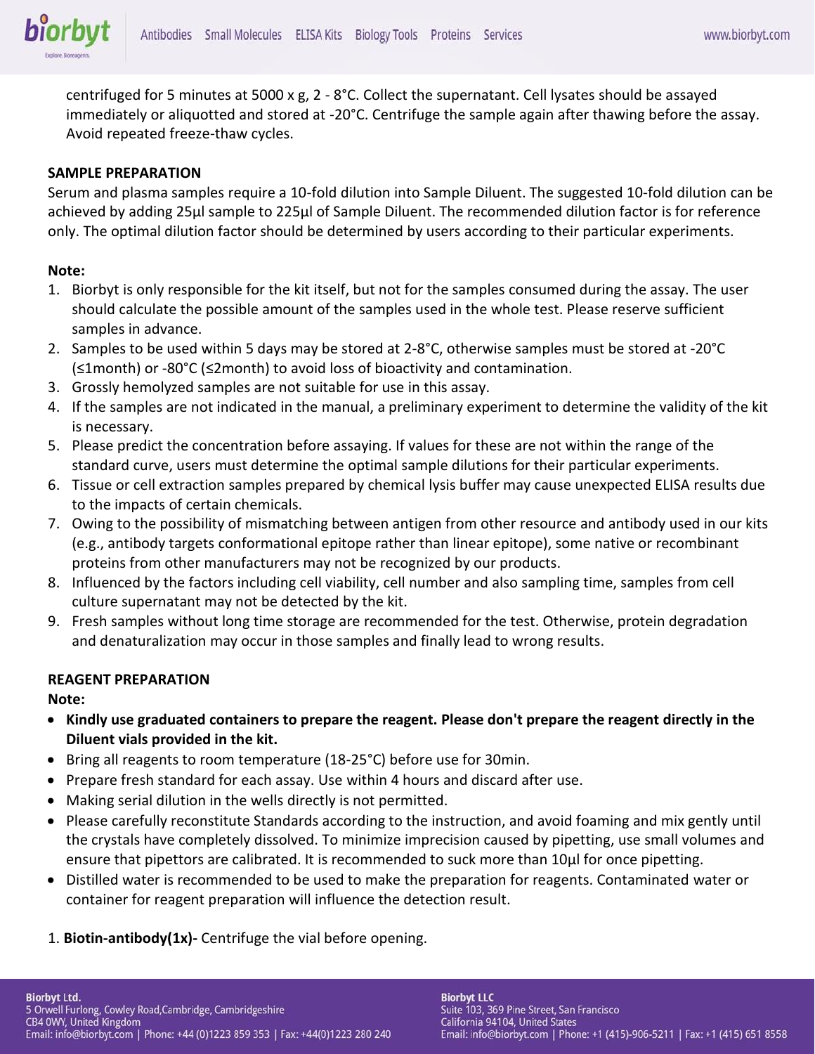centrifuged for 5 minutes at 5000 x g, 2 - 8°C. Collect the supernatant. Cell lysates should be assayed immediately or aliquotted and stored at -20°C. Centrifuge the sample again after thawing before the assay. Avoid repeated freeze-thaw cycles.

## SAMPLE PREPARATION

Serum and plasma samples require a 10-fold dilution into Sample Diluent. The suggested 10-fold dilution can be achieved by adding 25µl sample to 225µl of Sample Diluent. The recommended dilution factor is for reference only. The optimal dilution factor should be determined by users according to their particular experiments.

**Note:**

1. Biorbyt is only responsible for the kit itself, but not for the samples consumed during the assay. The user should calculate the possible amount of the samples used in the whole test. Please reserve sufficient samples in advance.
2. Samples to be used within 5 days may be stored at 2-8°C, otherwise samples must be stored at -20°C (≤1month) or -80°C (≤2month) to avoid loss of bioactivity and contamination.
3. Grossly hemolyzed samples are not suitable for use in this assay.
4. If the samples are not indicated in the manual, a preliminary experiment to determine the validity of the kit is necessary.
5. Please predict the concentration before assaying. If values for these are not within the range of the standard curve, users must determine the optimal sample dilutions for their particular experiments.
6. Tissue or cell extraction samples prepared by chemical lysis buffer may cause unexpected ELISA results due to the impacts of certain chemicals.
7. Owing to the possibility of mismatching between antigen from other resource and antibody used in our kits (e.g., antibody targets conformational epitope rather than linear epitope), some native or recombinant proteins from other manufacturers may not be recognized by our products.
8. Influenced by the factors including cell viability, cell number and also sampling time, samples from cell culture supernatant may not be detected by the kit.
9. Fresh samples without long time storage are recommended for the test. Otherwise, protein degradation and denaturalization may occur in those samples and finally lead to wrong results.

## REAGENT PREPARATION

**Note:**

- **Kindly use graduated containers to prepare the reagent. Please don't prepare the reagent directly in the Diluent vials provided in the kit.**
- Bring all reagents to room temperature (18-25°C) before use for 30min.
- Prepare fresh standard for each assay. Use within 4 hours and discard after use.
- Making serial dilution in the wells directly is not permitted.
- Please carefully reconstitute Standards according to the instruction, and avoid foaming and mix gently until the crystals have completely dissolved. To minimize imprecision caused by pipetting, use small volumes and ensure that pipettors are calibrated. It is recommended to suck more than 10µl for once pipetting.
- Distilled water is recommended to be used to make the preparation for reagents. Contaminated water or container for reagent preparation will influence the detection result.

1. **Biotin-antibody(1x)-** Centrifuge the vial before opening.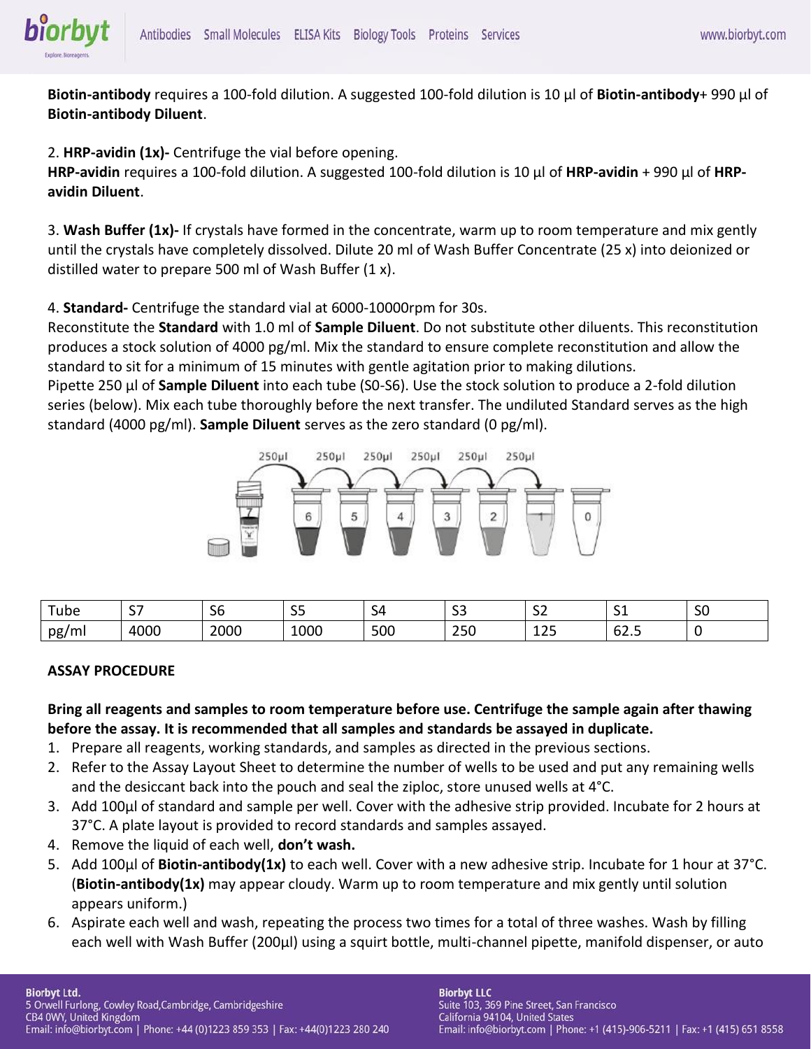**Biotin-antibody** requires a 100-fold dilution. A suggested 100-fold dilution is 10 µl of **Biotin-antibody**+ 990 µl of **Biotin-antibody Diluent**.

2. **HRP-avidin (1x)-** Centrifuge the vial before opening.
**HRP-avidin** requires a 100-fold dilution. A suggested 100-fold dilution is 10 µl of **HRP-avidin** + 990 µl of **HRP-avidin Diluent**.

3. **Wash Buffer (1x)-** If crystals have formed in the concentrate, warm up to room temperature and mix gently until the crystals have completely dissolved. Dilute 20 ml of Wash Buffer Concentrate (25 x) into deionized or distilled water to prepare 500 ml of Wash Buffer (1 x).

4. **Standard-** Centrifuge the standard vial at 6000-10000rpm for 30s.
Reconstitute the **Standard** with 1.0 ml of **Sample Diluent**. Do not substitute other diluents. This reconstitution produces a stock solution of 4000 pg/ml. Mix the standard to ensure complete reconstitution and allow the standard to sit for a minimum of 15 minutes with gentle agitation prior to making dilutions.
Pipette 250 µl of **Sample Diluent** into each tube (S0-S6). Use the stock solution to produce a 2-fold dilution series (below). Mix each tube thoroughly before the next transfer. The undiluted Standard serves as the high standard (4000 pg/ml). **Sample Diluent** serves as the zero standard (0 pg/ml).

| Tube | S7 | S6 | S5 | S4 | S3 | S2 | S1 | S0 |
|---|---|---|---|---|---|---|---|---|
| pg/ml | 4000 | 2000 | 1000 | 500 | 250 | 125 | 62.5 | 0 |

**ASSAY PROCEDURE**

**Bring all reagents and samples to room temperature before use. Centrifuge the sample again after thawing before the assay. It is recommended that all samples and standards be assayed in duplicate.**

1. Prepare all reagents, working standards, and samples as directed in the previous sections.
2. Refer to the Assay Layout Sheet to determine the number of wells to be used and put any remaining wells and the desiccant back into the pouch and seal the ziploc, store unused wells at 4°C.
3. Add 100µl of standard and sample per well. Cover with the adhesive strip provided. Incubate for 2 hours at 37°C. A plate layout is provided to record standards and samples assayed.
4. Remove the liquid of each well, **don't wash.**
5. Add 100µl of **Biotin-antibody(1x)** to each well. Cover with a new adhesive strip. Incubate for 1 hour at 37°C. (**Biotin-antibody(1x)** may appear cloudy. Warm up to room temperature and mix gently until solution appears uniform.)
6. Aspirate each well and wash, repeating the process two times for a total of three washes. Wash by filling each well with Wash Buffer (200µl) using a squirt bottle, multi-channel pipette, manifold dispenser, or auto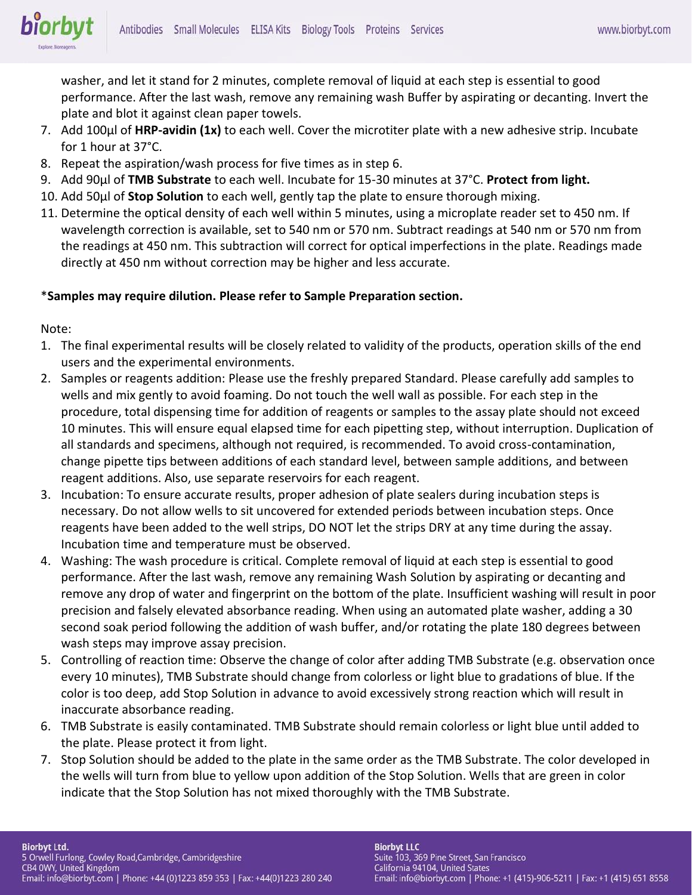washer, and let it stand for 2 minutes, complete removal of liquid at each step is essential to good performance. After the last wash, remove any remaining wash Buffer by aspirating or decanting. Invert the plate and blot it against clean paper towels.

7. Add 100µl of **HRP-avidin (1x)** to each well. Cover the microtiter plate with a new adhesive strip. Incubate for 1 hour at 37°C.
8. Repeat the aspiration/wash process for five times as in step 6.
9. Add 90µl of **TMB Substrate** to each well. Incubate for 15-30 minutes at 37°C. **Protect from light.**
10. Add 50µl of **Stop Solution** to each well, gently tap the plate to ensure thorough mixing.
11. Determine the optical density of each well within 5 minutes, using a microplate reader set to 450 nm. If wavelength correction is available, set to 540 nm or 570 nm. Subtract readings at 540 nm or 570 nm from the readings at 450 nm. This subtraction will correct for optical imperfections in the plate. Readings made directly at 450 nm without correction may be higher and less accurate.

***Samples may require dilution. Please refer to Sample Preparation section.**

Note:

1. The final experimental results will be closely related to validity of the products, operation skills of the end users and the experimental environments.
2. Samples or reagents addition: Please use the freshly prepared Standard. Please carefully add samples to wells and mix gently to avoid foaming. Do not touch the well wall as possible. For each step in the procedure, total dispensing time for addition of reagents or samples to the assay plate should not exceed 10 minutes. This will ensure equal elapsed time for each pipetting step, without interruption. Duplication of all standards and specimens, although not required, is recommended. To avoid cross-contamination, change pipette tips between additions of each standard level, between sample additions, and between reagent additions. Also, use separate reservoirs for each reagent.
3. Incubation: To ensure accurate results, proper adhesion of plate sealers during incubation steps is necessary. Do not allow wells to sit uncovered for extended periods between incubation steps. Once reagents have been added to the well strips, DO NOT let the strips DRY at any time during the assay. Incubation time and temperature must be observed.
4. Washing: The wash procedure is critical. Complete removal of liquid at each step is essential to good performance. After the last wash, remove any remaining Wash Solution by aspirating or decanting and remove any drop of water and fingerprint on the bottom of the plate. Insufficient washing will result in poor precision and falsely elevated absorbance reading. When using an automated plate washer, adding a 30 second soak period following the addition of wash buffer, and/or rotating the plate 180 degrees between wash steps may improve assay precision.
5. Controlling of reaction time: Observe the change of color after adding TMB Substrate (e.g. observation once every 10 minutes), TMB Substrate should change from colorless or light blue to gradations of blue. If the color is too deep, add Stop Solution in advance to avoid excessively strong reaction which will result in inaccurate absorbance reading.
6. TMB Substrate is easily contaminated. TMB Substrate should remain colorless or light blue until added to the plate. Please protect it from light.
7. Stop Solution should be added to the plate in the same order as the TMB Substrate. The color developed in the wells will turn from blue to yellow upon addition of the Stop Solution. Wells that are green in color indicate that the Stop Solution has not mixed thoroughly with the TMB Substrate.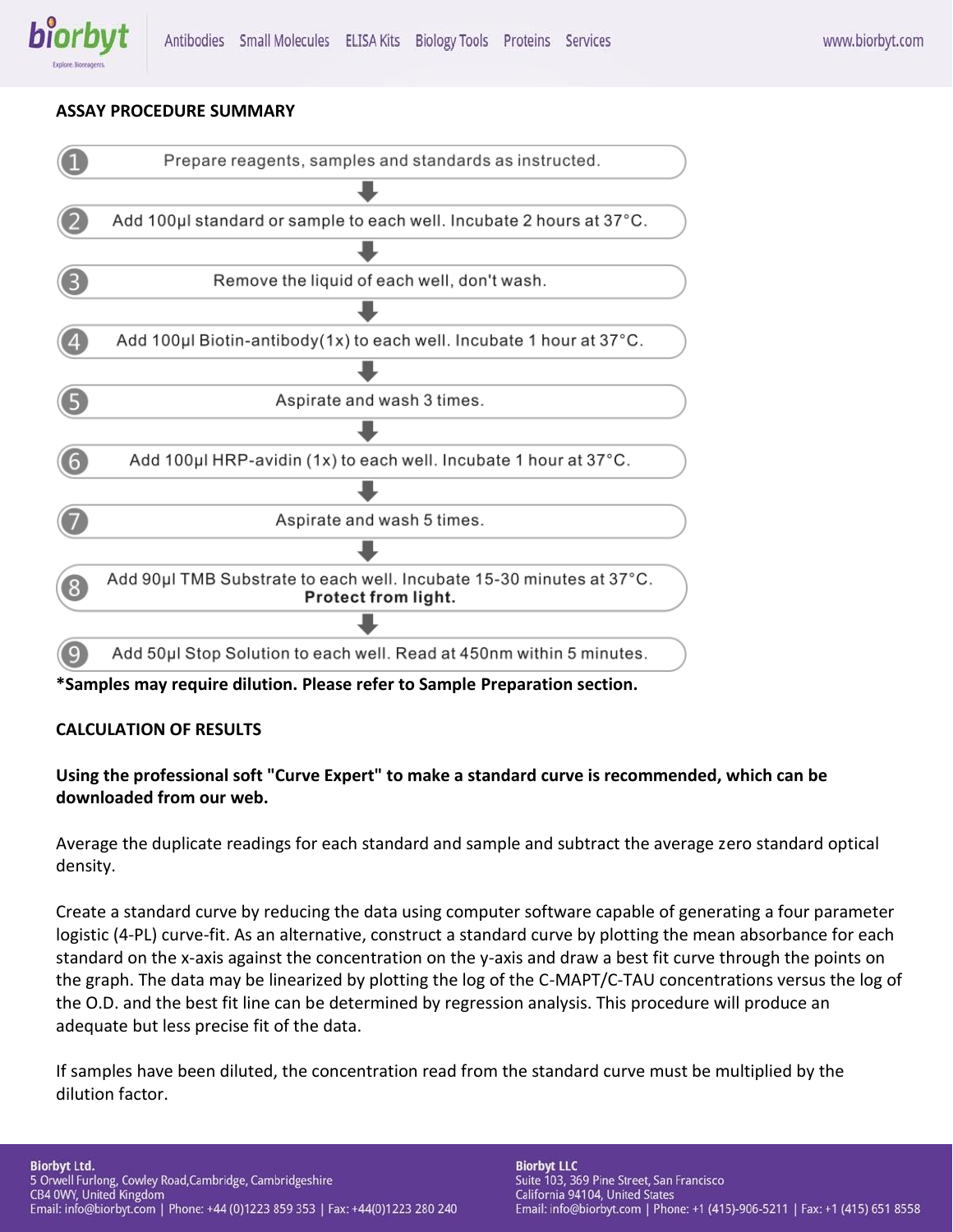## ASSAY PROCEDURE SUMMARY

1. Prepare reagents, samples and standards as instructed.
2. Add 100µl standard or sample to each well. Incubate 2 hours at 37°C.
3. Remove the liquid of each well, don't wash.
4. Add 100µl Biotin-antibody(1x) to each well. Incubate 1 hour at 37°C.
5. Aspirate and wash 3 times.
6. Add 100µl HRP-avidin (1x) to each well. Incubate 1 hour at 37°C.
7. Aspirate and wash 5 times.
8. Add 90µl TMB Substrate to each well. Incubate 15-30 minutes at 37°C. **Protect from light.**
9. Add 50µl Stop Solution to each well. Read at 450nm within 5 minutes.

**\*Samples may require dilution. Please refer to Sample Preparation section.**

## CALCULATION OF RESULTS

**Using the professional soft "Curve Expert" to make a standard curve is recommended, which can be downloaded from our web.**

Average the duplicate readings for each standard and sample and subtract the average zero standard optical density.

Create a standard curve by reducing the data using computer software capable of generating a four parameter logistic (4-PL) curve-fit. As an alternative, construct a standard curve by plotting the mean absorbance for each standard on the x-axis against the concentration on the y-axis and draw a best fit curve through the points on the graph. The data may be linearized by plotting the log of the C-MAPT/C-TAU concentrations versus the log of the O.D. and the best fit line can be determined by regression analysis. This procedure will produce an adequate but less precise fit of the data.

If samples have been diluted, the concentration read from the standard curve must be multiplied by the dilution factor.